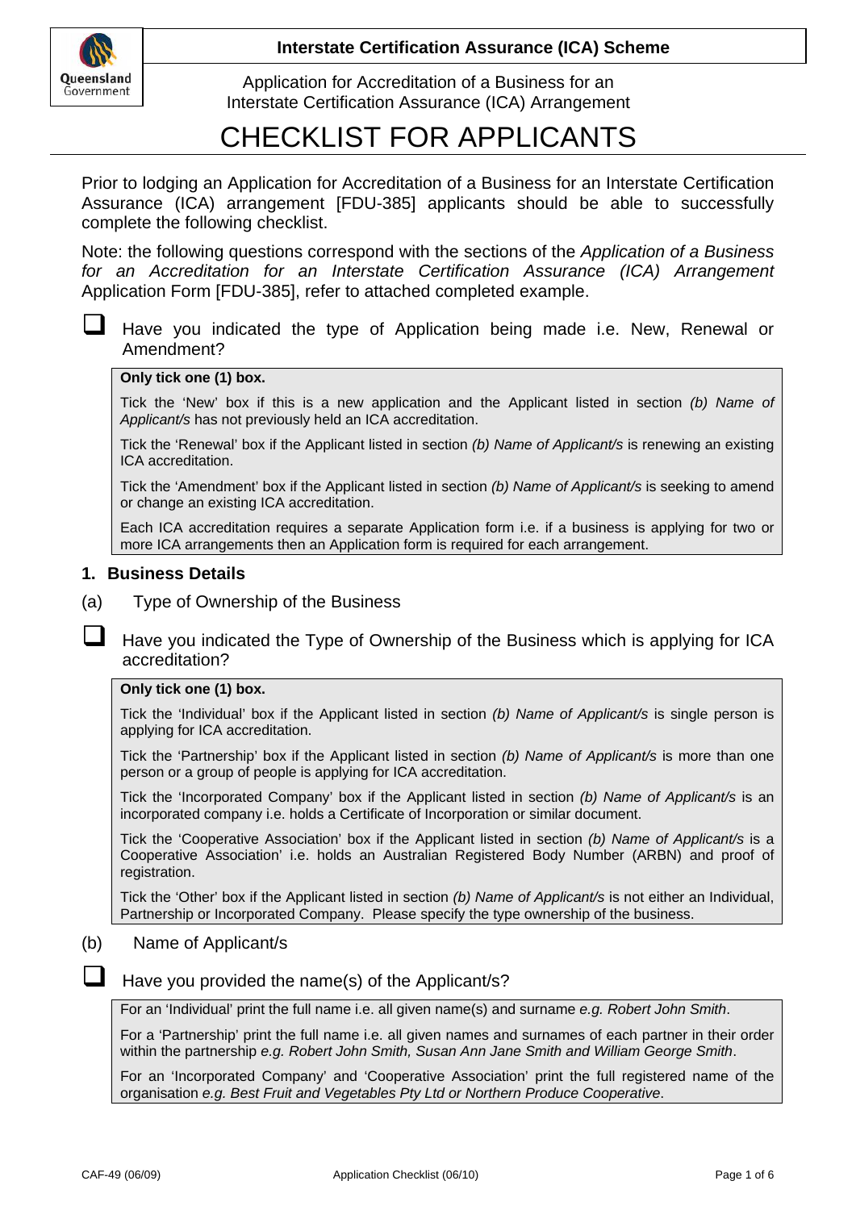**Interstate Certification Assurance (ICA) Scheme**

Application for Accreditation of a Business for an Interstate Certification Assurance (ICA) Arrangement

# CHECKLIST FOR APPLICANTS

Prior to lodging an Application for Accreditation of a Business for an Interstate Certification Assurance (ICA) arrangement [FDU-385] applicants should be able to successfully complete the following checklist.

Note: the following questions correspond with the sections of the *Application of a Business for an Accreditation for an Interstate Certification Assurance (ICA) Arrangement* Application Form [FDU-385], refer to attached completed example.

- [ ] Have you indicated the type of Application being made i.e. New, Renewal or Amendment?

> **Only tick one (1) box.**
>
> Tick the 'New' box if this is a new application and the Applicant listed in section *(b) Name of Applicant/s* has not previously held an ICA accreditation.
>
> Tick the 'Renewal' box if the Applicant listed in section *(b) Name of Applicant/s* is renewing an existing ICA accreditation.
>
> Tick the 'Amendment' box if the Applicant listed in section *(b) Name of Applicant/s* is seeking to amend or change an existing ICA accreditation.
>
> Each ICA accreditation requires a separate Application form i.e. if a business is applying for two or more ICA arrangements then an Application form is required for each arrangement.

### 1. Business Details

(a) Type of Ownership of the Business

- [ ] Have you indicated the Type of Ownership of the Business which is applying for ICA accreditation?

> **Only tick one (1) box.**
>
> Tick the 'Individual' box if the Applicant listed in section *(b) Name of Applicant/s* is single person is applying for ICA accreditation.
>
> Tick the 'Partnership' box if the Applicant listed in section *(b) Name of Applicant/s* is more than one person or a group of people is applying for ICA accreditation.
>
> Tick the 'Incorporated Company' box if the Applicant listed in section *(b) Name of Applicant/s* is an incorporated company i.e. holds a Certificate of Incorporation or similar document.
>
> Tick the 'Cooperative Association' box if the Applicant listed in section *(b) Name of Applicant/s* is a Cooperative Association' i.e. holds an Australian Registered Body Number (ARBN) and proof of registration.
>
> Tick the 'Other' box if the Applicant listed in section *(b) Name of Applicant/s* is not either an Individual, Partnership or Incorporated Company. Please specify the type ownership of the business.

(b) Name of Applicant/s

- [ ] Have you provided the name(s) of the Applicant/s?

> For an 'Individual' print the full name i.e. all given name(s) and surname *e.g. Robert John Smith*.
>
> For a 'Partnership' print the full name i.e. all given names and surnames of each partner in their order within the partnership *e.g. Robert John Smith, Susan Ann Jane Smith and William George Smith*.
>
> For an 'Incorporated Company' and 'Cooperative Association' print the full registered name of the organisation *e.g. Best Fruit and Vegetables Pty Ltd or Northern Produce Cooperative*.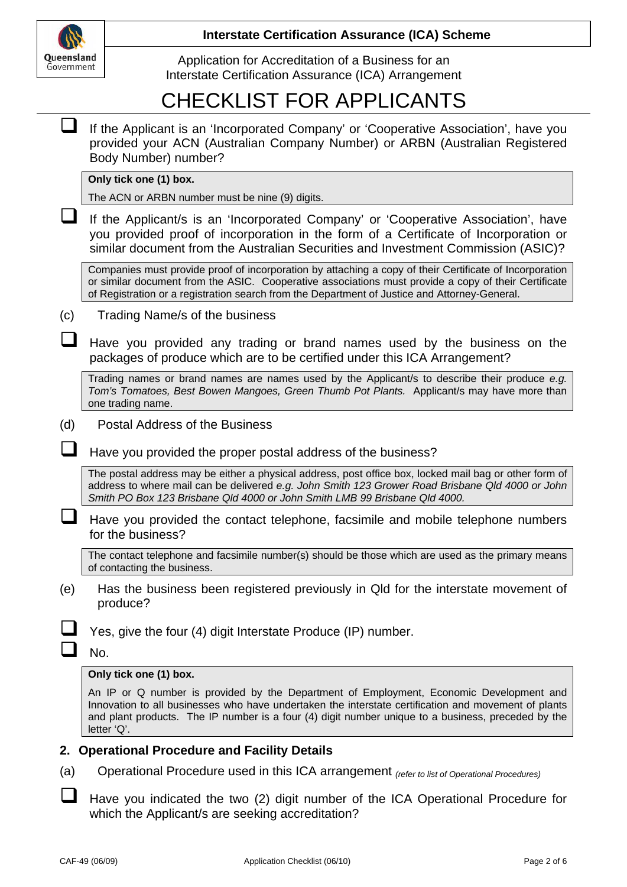**Interstate Certification Assurance (ICA) Scheme**

Application for Accreditation of a Business for an Interstate Certification Assurance (ICA) Arrangement

# CHECKLIST FOR APPLICANTS

☐ If the Applicant is an 'Incorporated Company' or 'Cooperative Association', have you provided your ACN (Australian Company Number) or ARBN (Australian Registered Body Number) number?

> **Only tick one (1) box.**
>
> The ACN or ARBN number must be nine (9) digits.

☐ If the Applicant/s is an 'Incorporated Company' or 'Cooperative Association', have you provided proof of incorporation in the form of a Certificate of Incorporation or similar document from the Australian Securities and Investment Commission (ASIC)?

> Companies must provide proof of incorporation by attaching a copy of their Certificate of Incorporation or similar document from the ASIC. Cooperative associations must provide a copy of their Certificate of Registration or a registration search from the Department of Justice and Attorney-General.

(c) Trading Name/s of the business

☐ Have you provided any trading or brand names used by the business on the packages of produce which are to be certified under this ICA Arrangement?

> Trading names or brand names are names used by the Applicant/s to describe their produce *e.g. Tom's Tomatoes, Best Bowen Mangoes, Green Thumb Pot Plants.* Applicant/s may have more than one trading name.

(d) Postal Address of the Business

☐ Have you provided the proper postal address of the business?

> The postal address may be either a physical address, post office box, locked mail bag or other form of address to where mail can be delivered *e.g. John Smith 123 Grower Road Brisbane Qld 4000 or John Smith PO Box 123 Brisbane Qld 4000 or John Smith LMB 99 Brisbane Qld 4000.*

☐ Have you provided the contact telephone, facsimile and mobile telephone numbers for the business?

> The contact telephone and facsimile number(s) should be those which are used as the primary means of contacting the business.

(e) Has the business been registered previously in Qld for the interstate movement of produce?

☐ Yes, give the four (4) digit Interstate Produce (IP) number.

☐ No.

> **Only tick one (1) box.**
>
> An IP or Q number is provided by the Department of Employment, Economic Development and Innovation to all businesses who have undertaken the interstate certification and movement of plants and plant products. The IP number is a four (4) digit number unique to a business, preceded by the letter 'Q'.

## 2. Operational Procedure and Facility Details

(a) Operational Procedure used in this ICA arrangement *(refer to list of Operational Procedures)*

☐ Have you indicated the two (2) digit number of the ICA Operational Procedure for which the Applicant/s are seeking accreditation?

CAF-49 (06/09) Application Checklist (06/10)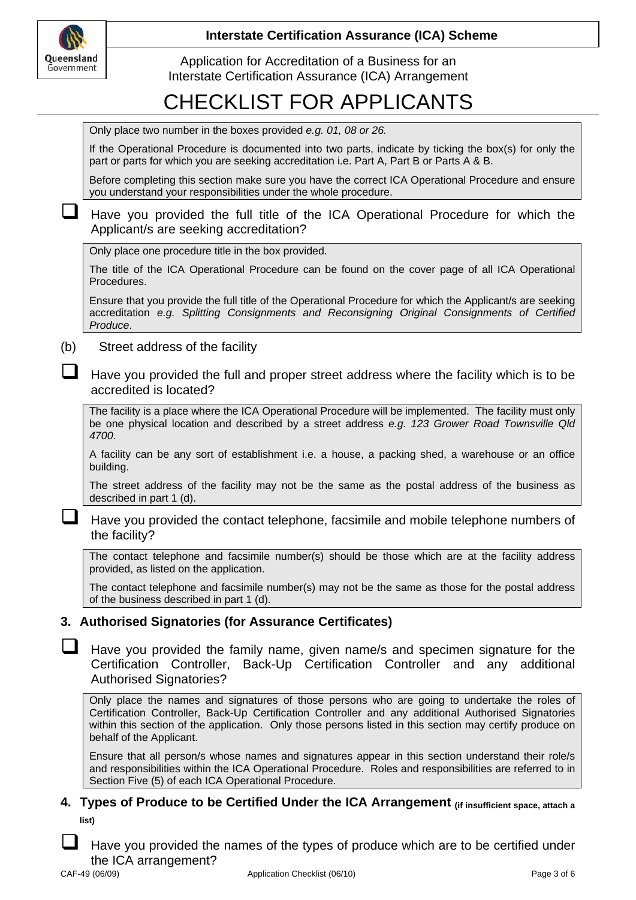# CHECKLIST FOR APPLICANTS

> Only place two number in the boxes provided *e.g. 01, 08 or 26.*
>
> If the Operational Procedure is documented into two parts, indicate by ticking the box(s) for only the part or parts for which you are seeking accreditation i.e. Part A, Part B or Parts A & B.
>
> Before completing this section make sure you have the correct ICA Operational Procedure and ensure you understand your responsibilities under the whole procedure.

- [ ] Have you provided the full title of the ICA Operational Procedure for which the Applicant/s are seeking accreditation?

> Only place one procedure title in the box provided.
>
> The title of the ICA Operational Procedure can be found on the cover page of all ICA Operational Procedures.
>
> Ensure that you provide the full title of the Operational Procedure for which the Applicant/s are seeking accreditation *e.g. Splitting Consignments and Reconsigning Original Consignments of Certified Produce*.

(b) Street address of the facility

- [ ] Have you provided the full and proper street address where the facility which is to be accredited is located?

> The facility is a place where the ICA Operational Procedure will be implemented. The facility must only be one physical location and described by a street address *e.g. 123 Grower Road Townsville Qld 4700*.
>
> A facility can be any sort of establishment i.e. a house, a packing shed, a warehouse or an office building.
>
> The street address of the facility may not be the same as the postal address of the business as described in part 1 (d).

- [ ] Have you provided the contact telephone, facsimile and mobile telephone numbers of the facility?

> The contact telephone and facsimile number(s) should be those which are at the facility address provided, as listed on the application.
>
> The contact telephone and facsimile number(s) may not be the same as those for the postal address of the business described in part 1 (d).

## 3. Authorised Signatories (for Assurance Certificates)

- [ ] Have you provided the family name, given name/s and specimen signature for the Certification Controller, Back-Up Certification Controller and any additional Authorised Signatories?

> Only place the names and signatures of those persons who are going to undertake the roles of Certification Controller, Back-Up Certification Controller and any additional Authorised Signatories within this section of the application. Only those persons listed in this section may certify produce on behalf of the Applicant.
>
> Ensure that all person/s whose names and signatures appear in this section understand their role/s and responsibilities within the ICA Operational Procedure. Roles and responsibilities are referred to in Section Five (5) of each ICA Operational Procedure.

## 4. Types of Produce to be Certified Under the ICA Arrangement (if insufficient space, attach a list)

- [ ] Have you provided the names of the types of produce which are to be certified under the ICA arrangement?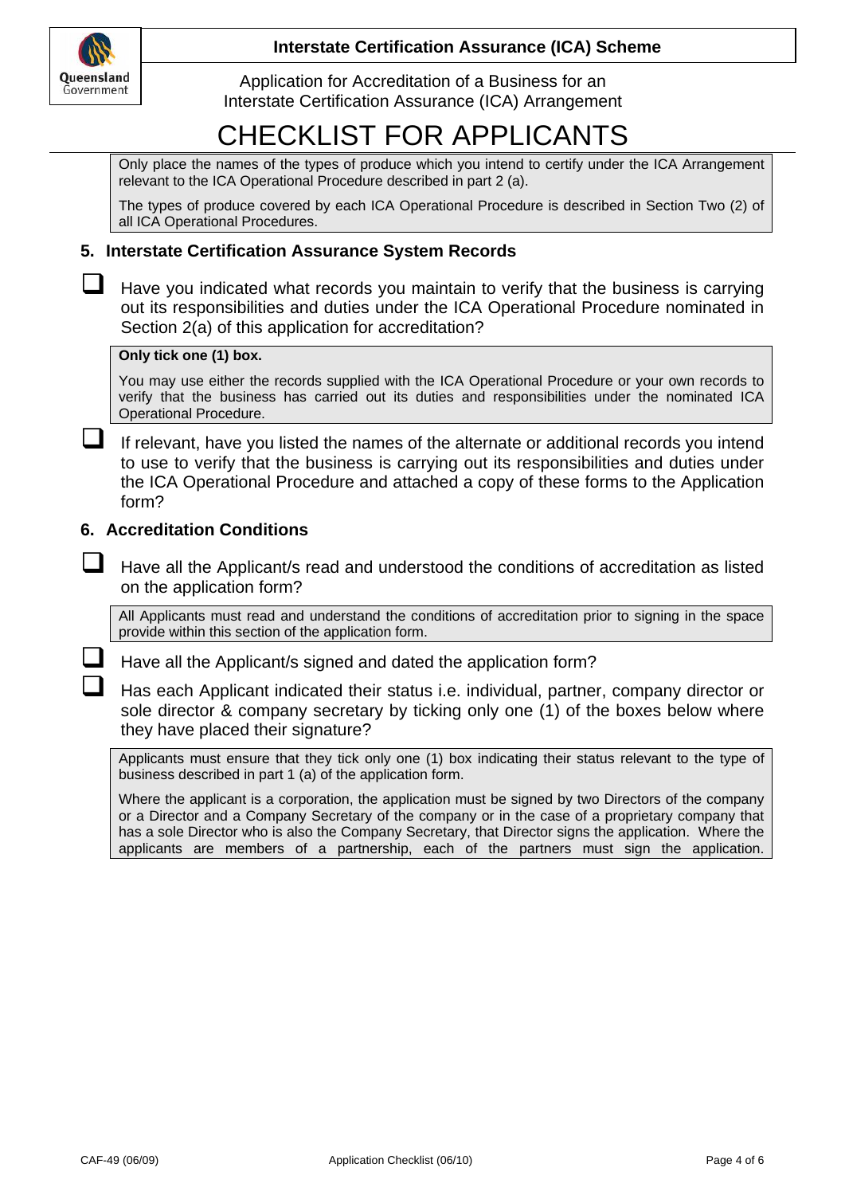# CHECKLIST FOR APPLICANTS

> Only place the names of the types of produce which you intend to certify under the ICA Arrangement relevant to the ICA Operational Procedure described in part 2 (a).
>
> The types of produce covered by each ICA Operational Procedure is described in Section Two (2) of all ICA Operational Procedures.

## 5. Interstate Certification Assurance System Records

- ☐ Have you indicated what records you maintain to verify that the business is carrying out its responsibilities and duties under the ICA Operational Procedure nominated in Section 2(a) of this application for accreditation?

> **Only tick one (1) box.**
>
> You may use either the records supplied with the ICA Operational Procedure or your own records to verify that the business has carried out its duties and responsibilities under the nominated ICA Operational Procedure.

- ☐ If relevant, have you listed the names of the alternate or additional records you intend to use to verify that the business is carrying out its responsibilities and duties under the ICA Operational Procedure and attached a copy of these forms to the Application form?

## 6. Accreditation Conditions

- ☐ Have all the Applicant/s read and understood the conditions of accreditation as listed on the application form?

> All Applicants must read and understand the conditions of accreditation prior to signing in the space provide within this section of the application form.

- ☐ Have all the Applicant/s signed and dated the application form?
- ☐ Has each Applicant indicated their status i.e. individual, partner, company director or sole director & company secretary by ticking only one (1) of the boxes below where they have placed their signature?

> Applicants must ensure that they tick only one (1) box indicating their status relevant to the type of business described in part 1 (a) of the application form.
>
> Where the applicant is a corporation, the application must be signed by two Directors of the company or a Director and a Company Secretary of the company or in the case of a proprietary company that has a sole Director who is also the Company Secretary, that Director signs the application. Where the applicants are members of a partnership, each of the partners must sign the application.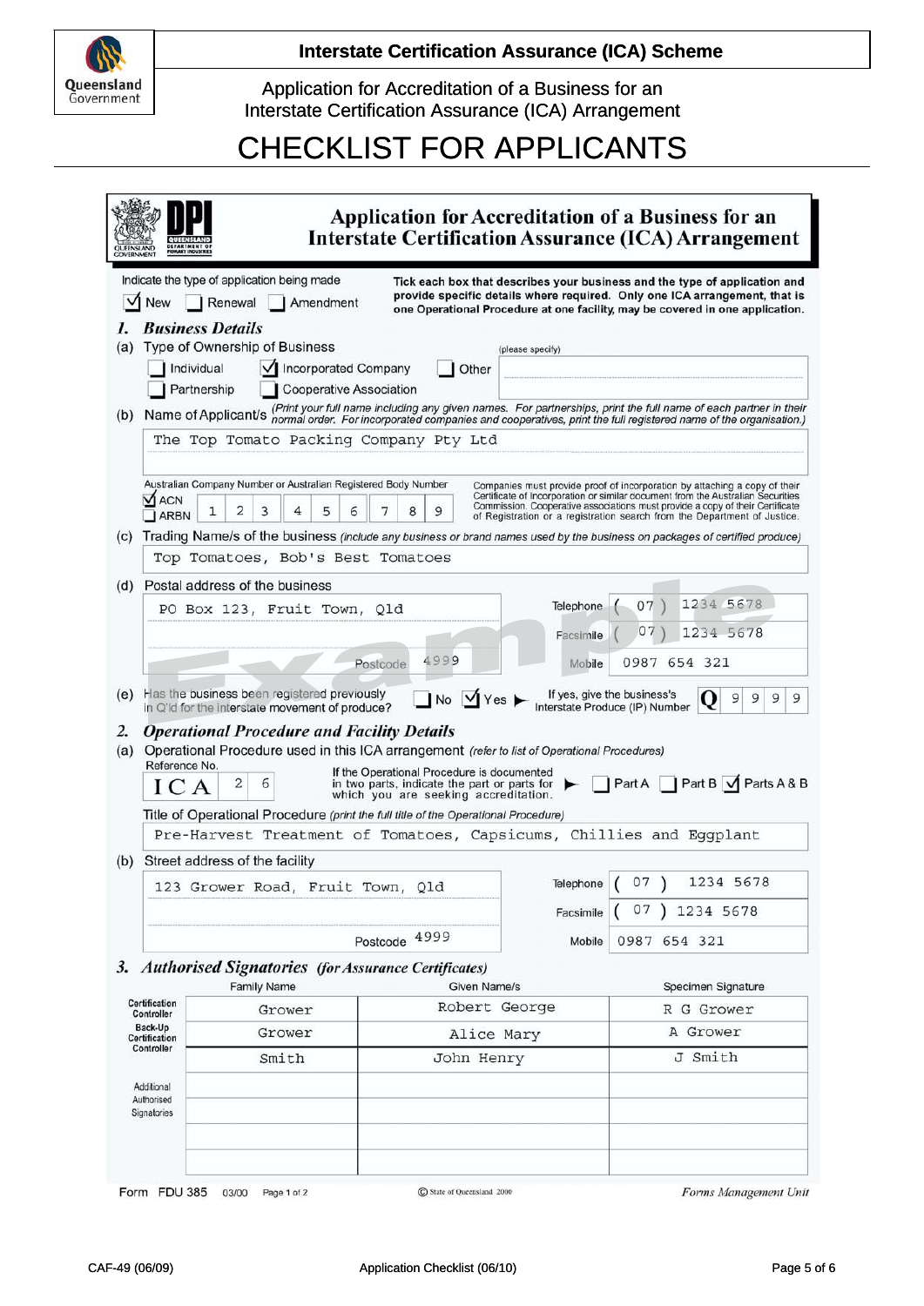**Interstate Certification Assurance (ICA) Scheme**

Application for Accreditation of a Business for an Interstate Certification Assurance (ICA) Arrangement

# CHECKLIST FOR APPLICANTS

## Application for Accreditation of a Business for an Interstate Certification Assurance (ICA) Arrangement

Indicate the type of application being made

☑ New ☐ Renewal ☐ Amendment

**Tick each box that describes your business and the type of application and provide specific details where required. Only one ICA arrangement, that is one Operational Procedure at one facility, may be covered in one application.**

### *1. Business Details*

(a) Type of Ownership of Business

☐ Individual ☑ Incorporated Company ☐ Other (please specify) ____________

☐ Partnership ☐ Cooperative Association

(b) Name of Applicant/s *(Print your full name including any given names. For partnerships, print the full name of each partner in their normal order. For incorporated companies and cooperatives, print the full registered name of the organisation.)*

The Top Tomato Packing Company Pty Ltd

Australian Company Number or Australian Registered Body Number

☑ ACN ☐ ARBN | 1 | 2 | 3 | 4 | 5 | 6 | 7 | 8 | 9 |

Companies must provide proof of incorporation by attaching a copy of their Certificate of Incorporation or similar document from the Australian Securities Commission. Cooperative associations must provide a copy of their Certificate of Registration or a registration search from the Department of Justice.

(c) Trading Name/s of the business *(include any business or brand names used by the business on packages of certified produce)*

Top Tomatoes, Bob's Best Tomatoes

(d) Postal address of the business

PO Box 123, Fruit Town, Qld

Postcode 4999

Telephone ( 07 ) 1234 5678

Facsimile ( 07 ) 1234 5678

Mobile 0987 654 321

(e) Has the business been registered previously in Q'ld for the interstate movement of produce? ☐ No ☑ Yes ► If yes, give the business's Interstate Produce (IP) Number **Q** 9 9 9 9

### *2. Operational Procedure and Facility Details*

(a) Operational Procedure used in this ICA arrangement *(refer to list of Operational Procedures)*

Reference No. ICA 2 6

If the Operational Procedure is documented in two parts, indicate the part or parts for which you are seeking accreditation. ► ☐ Part A ☐ Part B ☑ Parts A & B

Title of Operational Procedure *(print the full title of the Operational Procedure)*

Pre-Harvest Treatment of Tomatoes, Capsicums, Chillies and Eggplant

(b) Street address of the facility

123 Grower Road, Fruit Town, Qld

Postcode 4999

Telephone ( 07 ) 1234 5678

Facsimile ( 07 ) 1234 5678

Mobile 0987 654 321

### *3. Authorised Signatories (for Assurance Certificates)*

| | Family Name | Given Name/s | Specimen Signature |
|---|---|---|---|
| Certification Controller | Grower | Robert George | R G Grower |
| Back-Up Certification Controller | Grower | Alice Mary | A Grower |
| | Smith | John Henry | J Smith |
| Additional Authorised Signatories | | | |
| | | | |
| | | | |
| | | | |

Form FDU 385 03/00 Page 1 of 2 © State of Queensland 2000 *Forms Management Unit*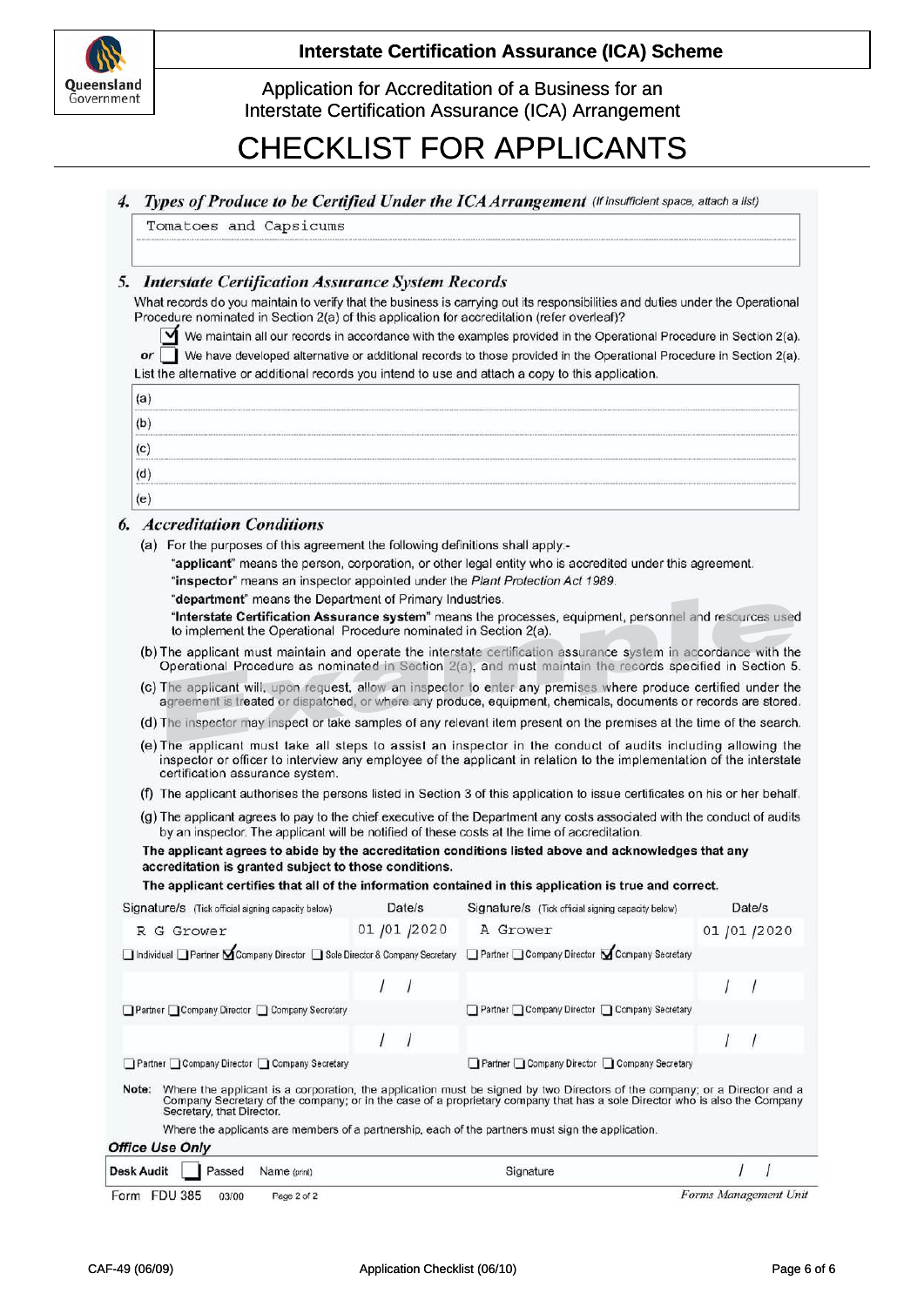# Interstate Certification Assurance (ICA) Scheme

Application for Accreditation of a Business for an Interstate Certification Assurance (ICA) Arrangement

# CHECKLIST FOR APPLICANTS

### *4. Types of Produce to be Certified Under the ICA Arrangement* (If insufficient space, attach a list)

Tomatoes and Capsicums

### *5. Interstate Certification Assurance System Records*

What records do you maintain to verify that the business is carrying out its responsibilities and duties under the Operational Procedure nominated in Section 2(a) of this application for accreditation (refer overleaf)?

☑ We maintain all our records in accordance with the examples provided in the Operational Procedure in Section 2(a).

*or* ☐ We have developed alternative or additional records to those provided in the Operational Procedure in Section 2(a).

List the alternative or additional records you intend to use and attach a copy to this application.

(a)

(b)

(c)

(d)

(e)

### *6. Accreditation Conditions*

(a) For the purposes of this agreement the following definitions shall apply:-

"**applicant**" means the person, corporation, or other legal entity who is accredited under this agreement.

"**inspector**" means an inspector appointed under the *Plant Protection Act 1989*.

"**department**" means the Department of Primary Industries.

"**Interstate Certification Assurance system**" means the processes, equipment, personnel and resources used to implement the Operational Procedure nominated in Section 2(a).

(b) The applicant must maintain and operate the interstate certification assurance system in accordance with the Operational Procedure as nominated in Section 2(a), and must maintain the records specified in Section 5.

(c) The applicant will, upon request, allow an inspector to enter any premises where produce certified under the agreement is treated or dispatched, or where any produce, equipment, chemicals, documents or records are stored.

(d) The inspector may inspect or take samples of any relevant item present on the premises at the time of the search.

(e) The applicant must take all steps to assist an inspector in the conduct of audits including allowing the inspector or officer to interview any employee of the applicant in relation to the implementation of the interstate certification assurance system.

(f) The applicant authorises the persons listed in Section 3 of this application to issue certificates on his or her behalf.

(g) The applicant agrees to pay to the chief executive of the Department any costs associated with the conduct of audits by an inspector. The applicant will be notified of these costs at the time of accreditation.

**The applicant agrees to abide by the accreditation conditions listed above and acknowledges that any accreditation is granted subject to those conditions.**

**The applicant certifies that all of the information contained in this application is true and correct.**

| Signature/s (Tick official signing capacity below) | Date/s | Signature/s (Tick official signing capacity below) | Date/s |
|---|---|---|---|
| R G Grower | 01 /01 /2020 | A Grower | 01 /01 /2020 |
| ☐ Individual ☐ Partner ☑ Company Director ☐ Sole Director & Company Secretary | | ☐ Partner ☐ Company Director ☑ Company Secretary | |
| | / / | | / / |
| ☐ Partner ☐ Company Director ☐ Company Secretary | | ☐ Partner ☐ Company Director ☐ Company Secretary | |
| | / / | | / / |
| ☐ Partner ☐ Company Director ☐ Company Secretary | | ☐ Partner ☐ Company Director ☐ Company Secretary | |

**Note:** Where the applicant is a corporation, the application must be signed by two Directors of the company; or a Director and a Company Secretary of the company; or in the case of a proprietary company that has a sole Director who is also the Company Secretary, that Director.

Where the applicants are members of a partnership, each of the partners must sign the application.

***Office Use Only***

**Desk Audit** ☐ Passed Name (print) Signature / /

Form FDU 385 03/00 Page 2 of 2 — *Forms Management Unit*